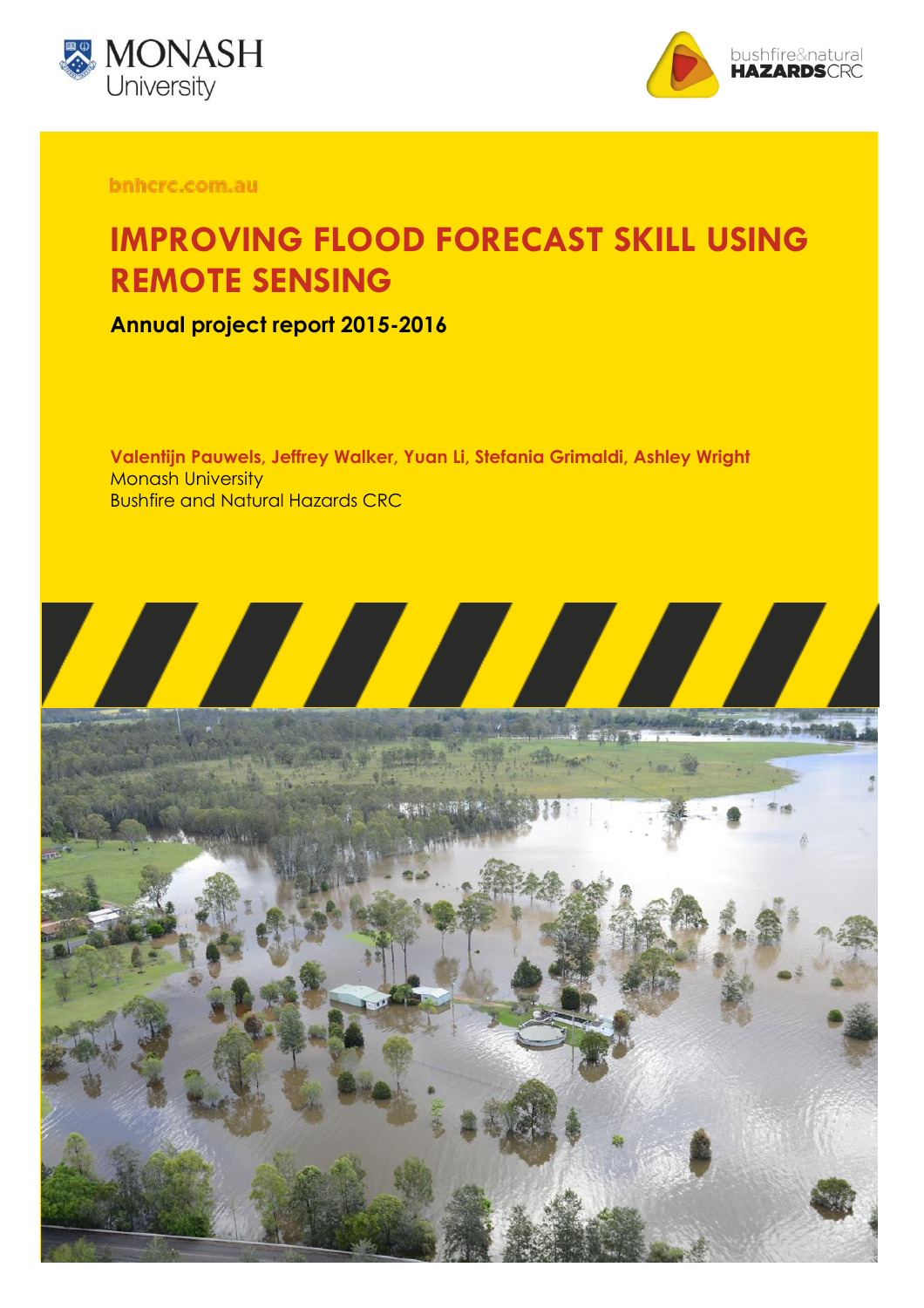bnhcrc.com.au

# IMPROVING FLOOD FORECAST SKILL USING REMOTE SENSING

**Annual project report 2015-2016**

**Valentijn Pauwels, Jeffrey Walker, Yuan Li, Stefania Grimaldi, Ashley Wright**
Monash University
Bushfire and Natural Hazards CRC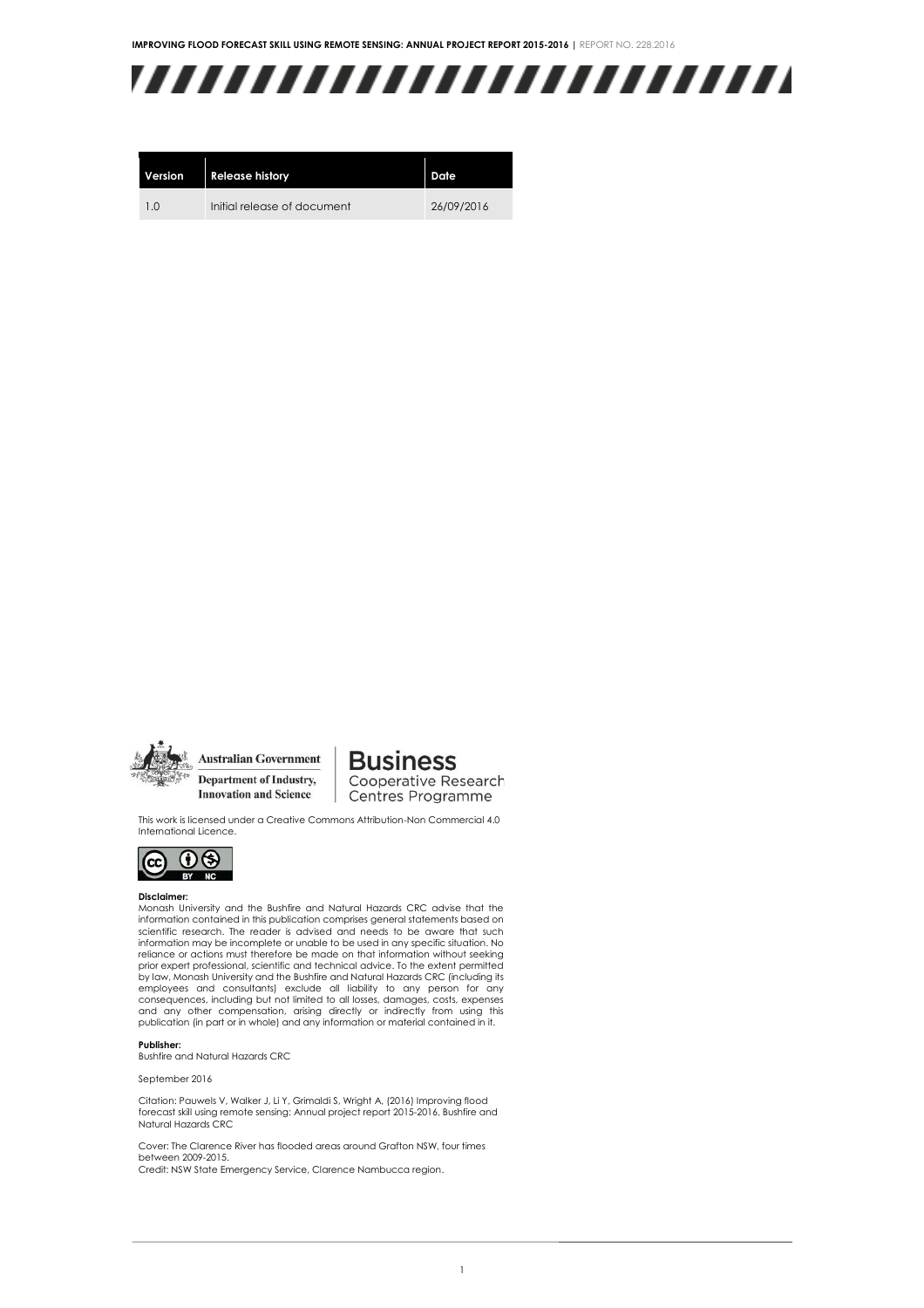| Version | Release history | Date |
| --- | --- | --- |
| 1.0 | Initial release of document | 26/09/2016 |

Australian Government
Department of Industry, Innovation and Science

**Business** Cooperative Research Centres Programme

This work is licensed under a Creative Commons Attribution-Non Commercial 4.0 International Licence.

**Disclaimer:**
Monash University and the Bushfire and Natural Hazards CRC advise that the information contained in this publication comprises general statements based on scientific research. The reader is advised and needs to be aware that such information may be incomplete or unable to be used in any specific situation. No reliance or actions must therefore be made on that information without seeking prior expert professional, scientific and technical advice. To the extent permitted by law, Monash University and the Bushfire and Natural Hazards CRC (including its employees and consultants) exclude all liability to any person for any consequences, including but not limited to all losses, damages, costs, expenses and any other compensation, arising directly or indirectly from using this publication (in part or in whole) and any information or material contained in it.

**Publisher:**
Bushfire and Natural Hazards CRC

September 2016

Citation: Pauwels V, Walker J, Li Y, Grimaldi S, Wright A, (2016) Improving flood forecast skill using remote sensing: Annual project report 2015-2016, Bushfire and Natural Hazards CRC

Cover: The Clarence River has flooded areas around Grafton NSW, four times between 2009-2015.
Credit: NSW State Emergency Service, Clarence Nambucca region.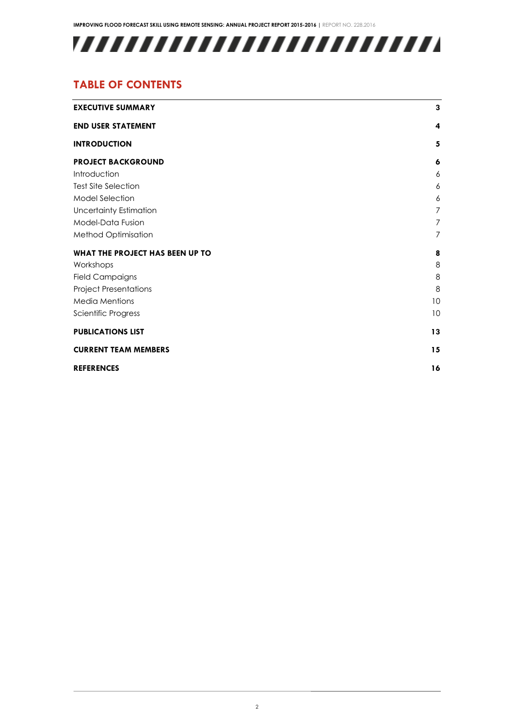## TABLE OF CONTENTS

| | |
|---|---|
| **EXECUTIVE SUMMARY** | **3** |
| **END USER STATEMENT** | **4** |
| **INTRODUCTION** | **5** |
| **PROJECT BACKGROUND** | **6** |
| Introduction | 6 |
| Test Site Selection | 6 |
| Model Selection | 6 |
| Uncertainty Estimation | 7 |
| Model-Data Fusion | 7 |
| Method Optimisation | 7 |
| **WHAT THE PROJECT HAS BEEN UP TO** | **8** |
| Workshops | 8 |
| Field Campaigns | 8 |
| Project Presentations | 8 |
| Media Mentions | 10 |
| Scientific Progress | 10 |
| **PUBLICATIONS LIST** | **13** |
| **CURRENT TEAM MEMBERS** | **15** |
| **REFERENCES** | **16** |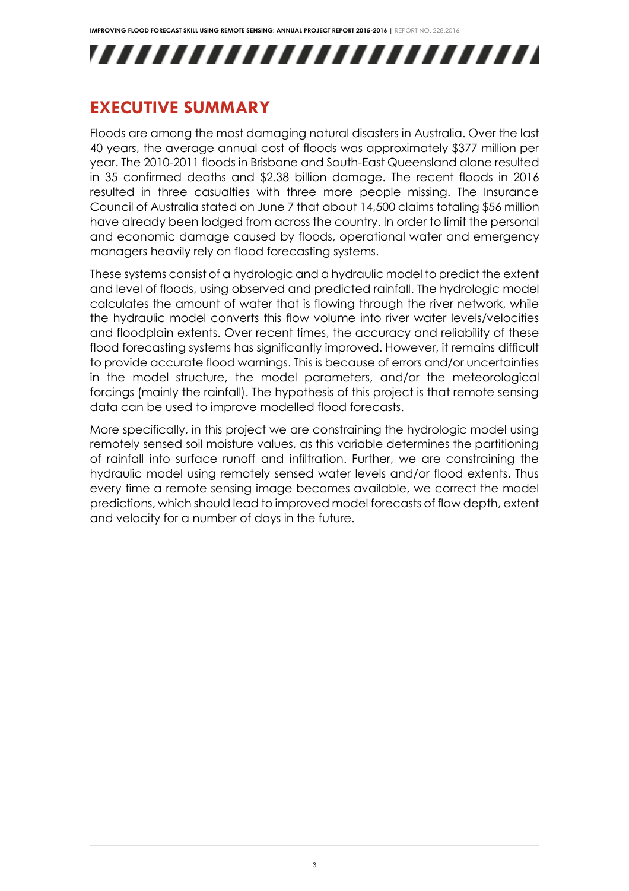# EXECUTIVE SUMMARY

Floods are among the most damaging natural disasters in Australia. Over the last 40 years, the average annual cost of floods was approximately $377 million per year. The 2010-2011 floods in Brisbane and South-East Queensland alone resulted in 35 confirmed deaths and $2.38 billion damage. The recent floods in 2016 resulted in three casualties with three more people missing. The Insurance Council of Australia stated on June 7 that about 14,500 claims totaling $56 million have already been lodged from across the country. In order to limit the personal and economic damage caused by floods, operational water and emergency managers heavily rely on flood forecasting systems.

These systems consist of a hydrologic and a hydraulic model to predict the extent and level of floods, using observed and predicted rainfall. The hydrologic model calculates the amount of water that is flowing through the river network, while the hydraulic model converts this flow volume into river water levels/velocities and floodplain extents. Over recent times, the accuracy and reliability of these flood forecasting systems has significantly improved. However, it remains difficult to provide accurate flood warnings. This is because of errors and/or uncertainties in the model structure, the model parameters, and/or the meteorological forcings (mainly the rainfall). The hypothesis of this project is that remote sensing data can be used to improve modelled flood forecasts.

More specifically, in this project we are constraining the hydrologic model using remotely sensed soil moisture values, as this variable determines the partitioning of rainfall into surface runoff and infiltration. Further, we are constraining the hydraulic model using remotely sensed water levels and/or flood extents. Thus every time a remote sensing image becomes available, we correct the model predictions, which should lead to improved model forecasts of flow depth, extent and velocity for a number of days in the future.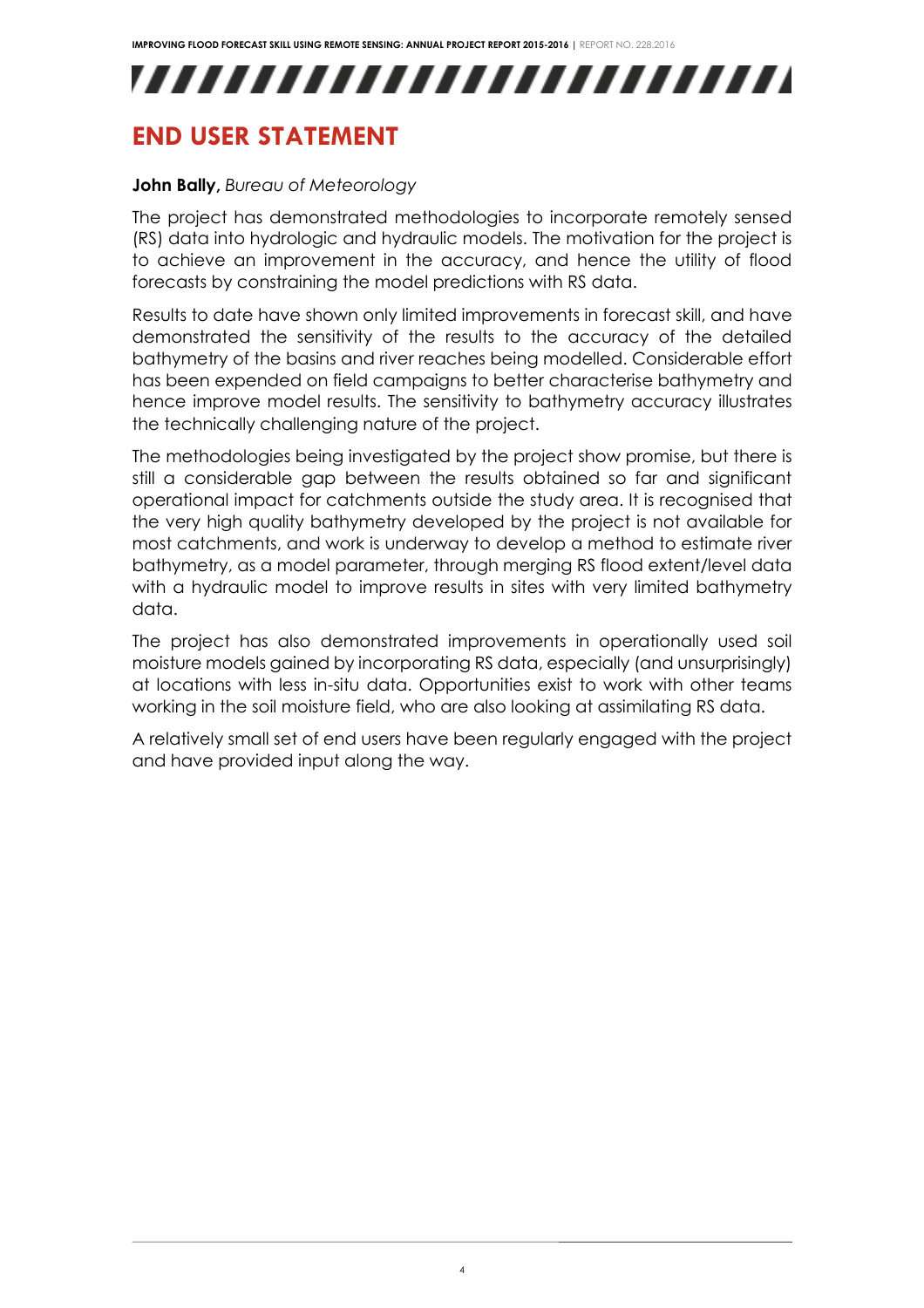# END USER STATEMENT

**John Bally,** *Bureau of Meteorology*

The project has demonstrated methodologies to incorporate remotely sensed (RS) data into hydrologic and hydraulic models. The motivation for the project is to achieve an improvement in the accuracy, and hence the utility of flood forecasts by constraining the model predictions with RS data.

Results to date have shown only limited improvements in forecast skill, and have demonstrated the sensitivity of the results to the accuracy of the detailed bathymetry of the basins and river reaches being modelled. Considerable effort has been expended on field campaigns to better characterise bathymetry and hence improve model results. The sensitivity to bathymetry accuracy illustrates the technically challenging nature of the project.

The methodologies being investigated by the project show promise, but there is still a considerable gap between the results obtained so far and significant operational impact for catchments outside the study area. It is recognised that the very high quality bathymetry developed by the project is not available for most catchments, and work is underway to develop a method to estimate river bathymetry, as a model parameter, through merging RS flood extent/level data with a hydraulic model to improve results in sites with very limited bathymetry data.

The project has also demonstrated improvements in operationally used soil moisture models gained by incorporating RS data, especially (and unsurprisingly) at locations with less in-situ data. Opportunities exist to work with other teams working in the soil moisture field, who are also looking at assimilating RS data.

A relatively small set of end users have been regularly engaged with the project and have provided input along the way.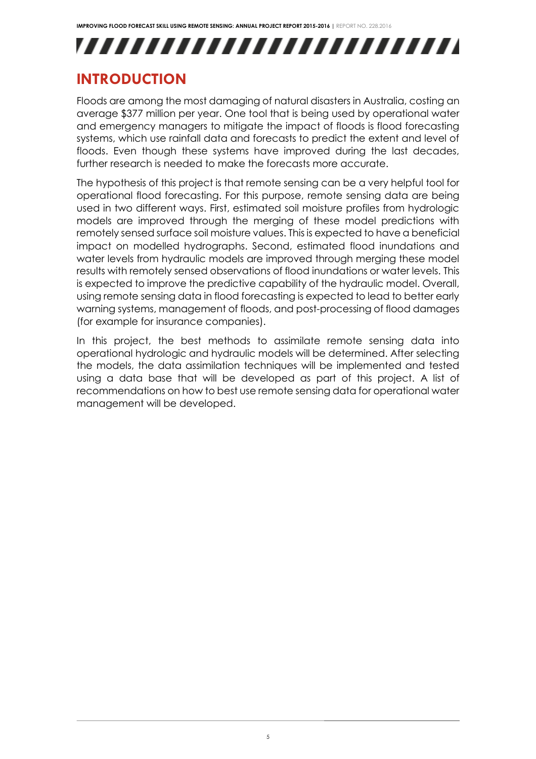# INTRODUCTION

Floods are among the most damaging of natural disasters in Australia, costing an average $377 million per year. One tool that is being used by operational water and emergency managers to mitigate the impact of floods is flood forecasting systems, which use rainfall data and forecasts to predict the extent and level of floods. Even though these systems have improved during the last decades, further research is needed to make the forecasts more accurate.

The hypothesis of this project is that remote sensing can be a very helpful tool for operational flood forecasting. For this purpose, remote sensing data are being used in two different ways. First, estimated soil moisture profiles from hydrologic models are improved through the merging of these model predictions with remotely sensed surface soil moisture values. This is expected to have a beneficial impact on modelled hydrographs. Second, estimated flood inundations and water levels from hydraulic models are improved through merging these model results with remotely sensed observations of flood inundations or water levels. This is expected to improve the predictive capability of the hydraulic model. Overall, using remote sensing data in flood forecasting is expected to lead to better early warning systems, management of floods, and post-processing of flood damages (for example for insurance companies).

In this project, the best methods to assimilate remote sensing data into operational hydrologic and hydraulic models will be determined. After selecting the models, the data assimilation techniques will be implemented and tested using a data base that will be developed as part of this project. A list of recommendations on how to best use remote sensing data for operational water management will be developed.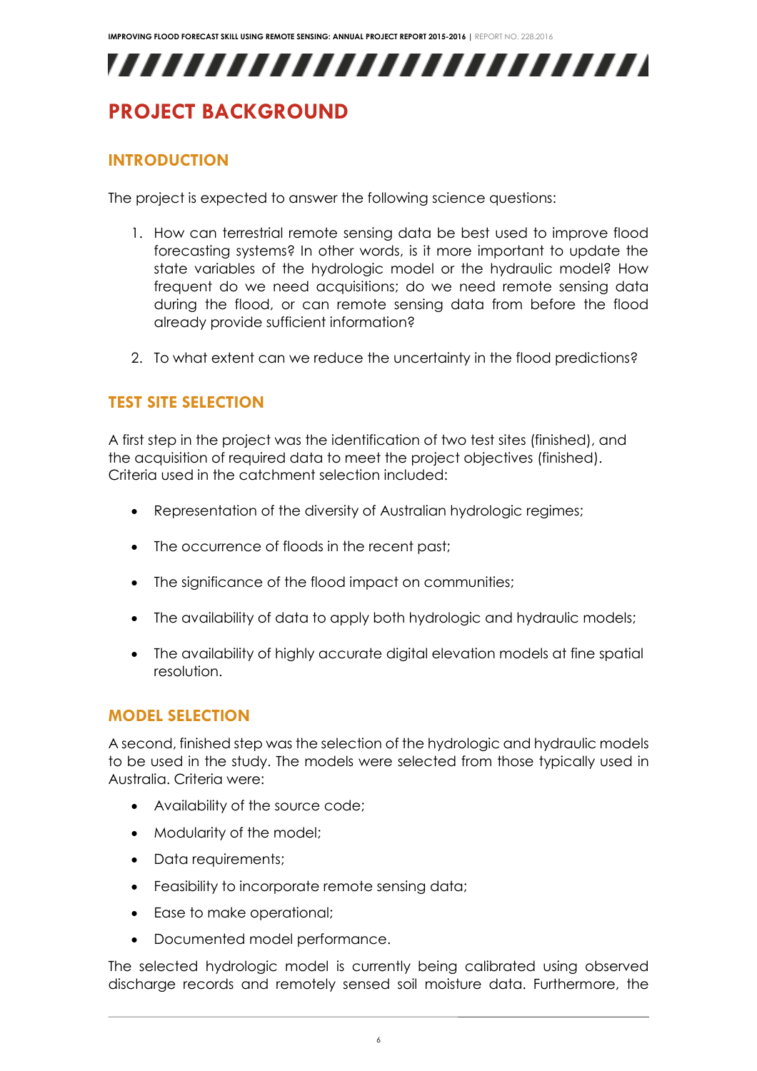# PROJECT BACKGROUND

## INTRODUCTION

The project is expected to answer the following science questions:

1. How can terrestrial remote sensing data be best used to improve flood forecasting systems? In other words, is it more important to update the state variables of the hydrologic model or the hydraulic model? How frequent do we need acquisitions; do we need remote sensing data during the flood, or can remote sensing data from before the flood already provide sufficient information?
2. To what extent can we reduce the uncertainty in the flood predictions?

## TEST SITE SELECTION

A first step in the project was the identification of two test sites (finished), and the acquisition of required data to meet the project objectives (finished). Criteria used in the catchment selection included:

- Representation of the diversity of Australian hydrologic regimes;
- The occurrence of floods in the recent past;
- The significance of the flood impact on communities;
- The availability of data to apply both hydrologic and hydraulic models;
- The availability of highly accurate digital elevation models at fine spatial resolution.

## MODEL SELECTION

A second, finished step was the selection of the hydrologic and hydraulic models to be used in the study. The models were selected from those typically used in Australia. Criteria were:

- Availability of the source code;
- Modularity of the model;
- Data requirements;
- Feasibility to incorporate remote sensing data;
- Ease to make operational;
- Documented model performance.

The selected hydrologic model is currently being calibrated using observed discharge records and remotely sensed soil moisture data. Furthermore, the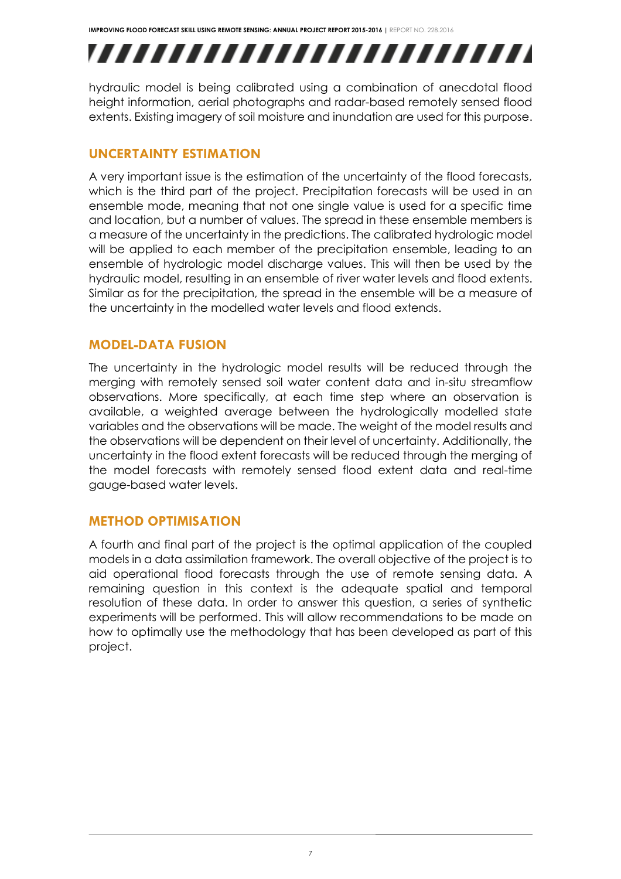hydraulic model is being calibrated using a combination of anecdotal flood height information, aerial photographs and radar-based remotely sensed flood extents. Existing imagery of soil moisture and inundation are used for this purpose.

## UNCERTAINTY ESTIMATION

A very important issue is the estimation of the uncertainty of the flood forecasts, which is the third part of the project. Precipitation forecasts will be used in an ensemble mode, meaning that not one single value is used for a specific time and location, but a number of values. The spread in these ensemble members is a measure of the uncertainty in the predictions. The calibrated hydrologic model will be applied to each member of the precipitation ensemble, leading to an ensemble of hydrologic model discharge values. This will then be used by the hydraulic model, resulting in an ensemble of river water levels and flood extents. Similar as for the precipitation, the spread in the ensemble will be a measure of the uncertainty in the modelled water levels and flood extends.

## MODEL-DATA FUSION

The uncertainty in the hydrologic model results will be reduced through the merging with remotely sensed soil water content data and in-situ streamflow observations. More specifically, at each time step where an observation is available, a weighted average between the hydrologically modelled state variables and the observations will be made. The weight of the model results and the observations will be dependent on their level of uncertainty. Additionally, the uncertainty in the flood extent forecasts will be reduced through the merging of the model forecasts with remotely sensed flood extent data and real-time gauge-based water levels.

## METHOD OPTIMISATION

A fourth and final part of the project is the optimal application of the coupled models in a data assimilation framework. The overall objective of the project is to aid operational flood forecasts through the use of remote sensing data. A remaining question in this context is the adequate spatial and temporal resolution of these data. In order to answer this question, a series of synthetic experiments will be performed. This will allow recommendations to be made on how to optimally use the methodology that has been developed as part of this project.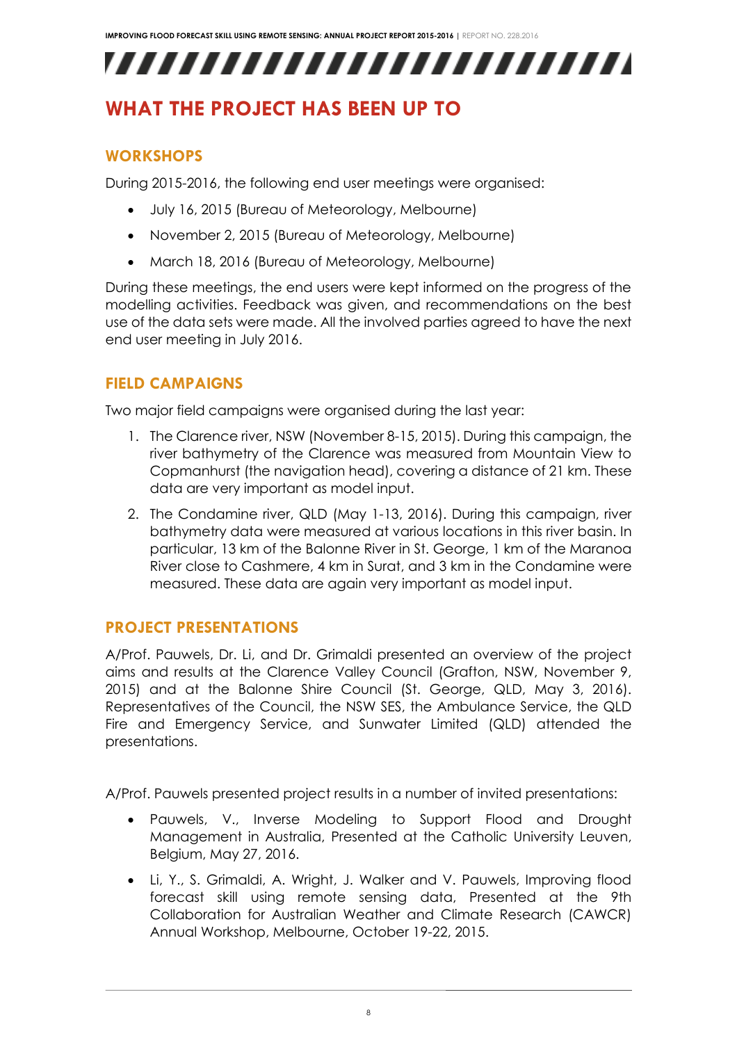# WHAT THE PROJECT HAS BEEN UP TO

## WORKSHOPS

During 2015-2016, the following end user meetings were organised:

- July 16, 2015 (Bureau of Meteorology, Melbourne)
- November 2, 2015 (Bureau of Meteorology, Melbourne)
- March 18, 2016 (Bureau of Meteorology, Melbourne)

During these meetings, the end users were kept informed on the progress of the modelling activities. Feedback was given, and recommendations on the best use of the data sets were made. All the involved parties agreed to have the next end user meeting in July 2016.

## FIELD CAMPAIGNS

Two major field campaigns were organised during the last year:

1. The Clarence river, NSW (November 8-15, 2015). During this campaign, the river bathymetry of the Clarence was measured from Mountain View to Copmanhurst (the navigation head), covering a distance of 21 km. These data are very important as model input.
2. The Condamine river, QLD (May 1-13, 2016). During this campaign, river bathymetry data were measured at various locations in this river basin. In particular, 13 km of the Balonne River in St. George, 1 km of the Maranoa River close to Cashmere, 4 km in Surat, and 3 km in the Condamine were measured. These data are again very important as model input.

## PROJECT PRESENTATIONS

A/Prof. Pauwels, Dr. Li, and Dr. Grimaldi presented an overview of the project aims and results at the Clarence Valley Council (Grafton, NSW, November 9, 2015) and at the Balonne Shire Council (St. George, QLD, May 3, 2016). Representatives of the Council, the NSW SES, the Ambulance Service, the QLD Fire and Emergency Service, and Sunwater Limited (QLD) attended the presentations.

A/Prof. Pauwels presented project results in a number of invited presentations:

- Pauwels, V., Inverse Modeling to Support Flood and Drought Management in Australia, Presented at the Catholic University Leuven, Belgium, May 27, 2016.
- Li, Y., S. Grimaldi, A. Wright, J. Walker and V. Pauwels, Improving flood forecast skill using remote sensing data, Presented at the 9th Collaboration for Australian Weather and Climate Research (CAWCR) Annual Workshop, Melbourne, October 19-22, 2015.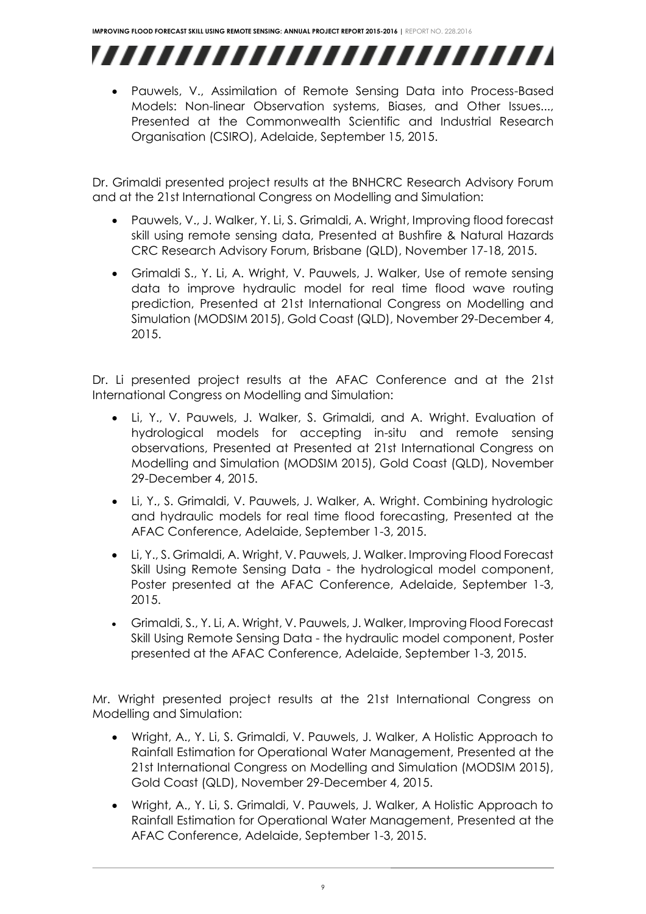- Pauwels, V., Assimilation of Remote Sensing Data into Process-Based Models: Non-linear Observation systems, Biases, and Other Issues..., Presented at the Commonwealth Scientific and Industrial Research Organisation (CSIRO), Adelaide, September 15, 2015.

Dr. Grimaldi presented project results at the BNHCRC Research Advisory Forum and at the 21st International Congress on Modelling and Simulation:

- Pauwels, V., J. Walker, Y. Li, S. Grimaldi, A. Wright, Improving flood forecast skill using remote sensing data, Presented at Bushfire & Natural Hazards CRC Research Advisory Forum, Brisbane (QLD), November 17-18, 2015.
- Grimaldi S., Y. Li, A. Wright, V. Pauwels, J. Walker, Use of remote sensing data to improve hydraulic model for real time flood wave routing prediction, Presented at 21st International Congress on Modelling and Simulation (MODSIM 2015), Gold Coast (QLD), November 29-December 4, 2015.

Dr. Li presented project results at the AFAC Conference and at the 21st International Congress on Modelling and Simulation:

- Li, Y., V. Pauwels, J. Walker, S. Grimaldi, and A. Wright. Evaluation of hydrological models for accepting in-situ and remote sensing observations, Presented at Presented at 21st International Congress on Modelling and Simulation (MODSIM 2015), Gold Coast (QLD), November 29-December 4, 2015.
- Li, Y., S. Grimaldi, V. Pauwels, J. Walker, A. Wright. Combining hydrologic and hydraulic models for real time flood forecasting, Presented at the AFAC Conference, Adelaide, September 1-3, 2015.
- Li, Y., S. Grimaldi, A. Wright, V. Pauwels, J. Walker. Improving Flood Forecast Skill Using Remote Sensing Data - the hydrological model component, Poster presented at the AFAC Conference, Adelaide, September 1-3, 2015.
- Grimaldi, S., Y. Li, A. Wright, V. Pauwels, J. Walker, Improving Flood Forecast Skill Using Remote Sensing Data - the hydraulic model component, Poster presented at the AFAC Conference, Adelaide, September 1-3, 2015.

Mr. Wright presented project results at the 21st International Congress on Modelling and Simulation:

- Wright, A., Y. Li, S. Grimaldi, V. Pauwels, J. Walker, A Holistic Approach to Rainfall Estimation for Operational Water Management, Presented at the 21st International Congress on Modelling and Simulation (MODSIM 2015), Gold Coast (QLD), November 29-December 4, 2015.
- Wright, A., Y. Li, S. Grimaldi, V. Pauwels, J. Walker, A Holistic Approach to Rainfall Estimation for Operational Water Management, Presented at the AFAC Conference, Adelaide, September 1-3, 2015.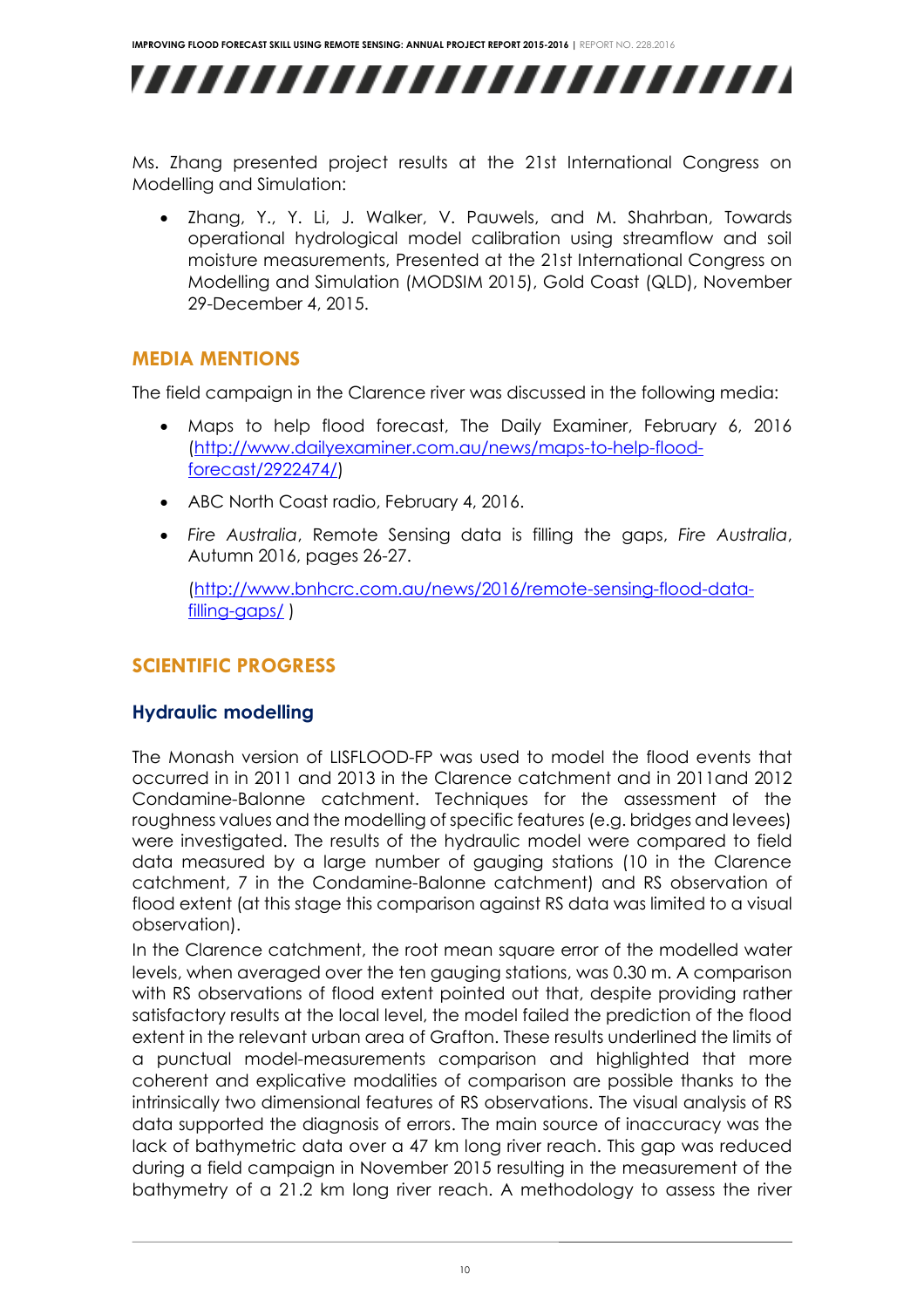Ms. Zhang presented project results at the 21st International Congress on Modelling and Simulation:

- Zhang, Y., Y. Li, J. Walker, V. Pauwels, and M. Shahrban, Towards operational hydrological model calibration using streamflow and soil moisture measurements, Presented at the 21st International Congress on Modelling and Simulation (MODSIM 2015), Gold Coast (QLD), November 29-December 4, 2015.

## MEDIA MENTIONS

The field campaign in the Clarence river was discussed in the following media:

- Maps to help flood forecast, The Daily Examiner, February 6, 2016 ([http://www.dailyexaminer.com.au/news/maps-to-help-flood-forecast/2922474/](http://www.dailyexaminer.com.au/news/maps-to-help-flood-forecast/2922474/))
- ABC North Coast radio, February 4, 2016.
- *Fire Australia*, Remote Sensing data is filling the gaps, *Fire Australia*, Autumn 2016, pages 26-27.

  ([http://www.bnhcrc.com.au/news/2016/remote-sensing-flood-data-filling-gaps/](http://www.bnhcrc.com.au/news/2016/remote-sensing-flood-data-filling-gaps/) )

## SCIENTIFIC PROGRESS

### Hydraulic modelling

The Monash version of LISFLOOD-FP was used to model the flood events that occurred in in 2011 and 2013 in the Clarence catchment and in 2011and 2012 Condamine-Balonne catchment. Techniques for the assessment of the roughness values and the modelling of specific features (e.g. bridges and levees) were investigated. The results of the hydraulic model were compared to field data measured by a large number of gauging stations (10 in the Clarence catchment, 7 in the Condamine-Balonne catchment) and RS observation of flood extent (at this stage this comparison against RS data was limited to a visual observation).

In the Clarence catchment, the root mean square error of the modelled water levels, when averaged over the ten gauging stations, was 0.30 m. A comparison with RS observations of flood extent pointed out that, despite providing rather satisfactory results at the local level, the model failed the prediction of the flood extent in the relevant urban area of Grafton. These results underlined the limits of a punctual model-measurements comparison and highlighted that more coherent and explicative modalities of comparison are possible thanks to the intrinsically two dimensional features of RS observations. The visual analysis of RS data supported the diagnosis of errors. The main source of inaccuracy was the lack of bathymetric data over a 47 km long river reach. This gap was reduced during a field campaign in November 2015 resulting in the measurement of the bathymetry of a 21.2 km long river reach. A methodology to assess the river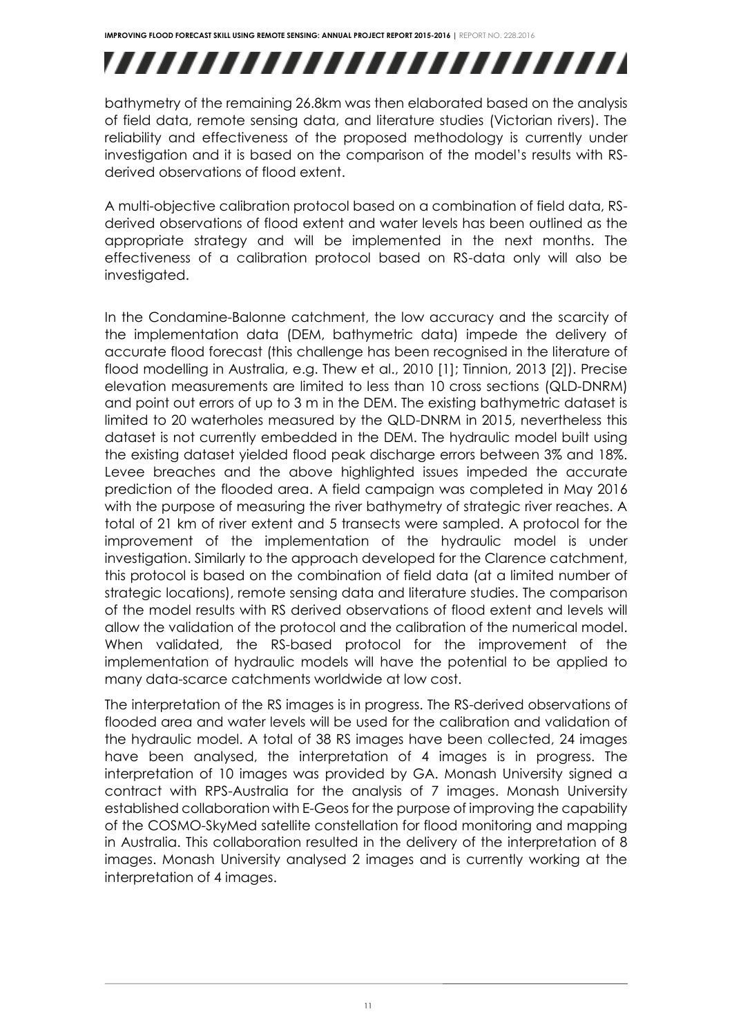bathymetry of the remaining 26.8km was then elaborated based on the analysis of field data, remote sensing data, and literature studies (Victorian rivers). The reliability and effectiveness of the proposed methodology is currently under investigation and it is based on the comparison of the model's results with RS-derived observations of flood extent.

A multi-objective calibration protocol based on a combination of field data, RS-derived observations of flood extent and water levels has been outlined as the appropriate strategy and will be implemented in the next months. The effectiveness of a calibration protocol based on RS-data only will also be investigated.

In the Condamine-Balonne catchment, the low accuracy and the scarcity of the implementation data (DEM, bathymetric data) impede the delivery of accurate flood forecast (this challenge has been recognised in the literature of flood modelling in Australia, e.g. Thew et al., 2010 [1]; Tinnion, 2013 [2]). Precise elevation measurements are limited to less than 10 cross sections (QLD-DNRM) and point out errors of up to 3 m in the DEM. The existing bathymetric dataset is limited to 20 waterholes measured by the QLD-DNRM in 2015, nevertheless this dataset is not currently embedded in the DEM. The hydraulic model built using the existing dataset yielded flood peak discharge errors between 3% and 18%. Levee breaches and the above highlighted issues impeded the accurate prediction of the flooded area. A field campaign was completed in May 2016 with the purpose of measuring the river bathymetry of strategic river reaches. A total of 21 km of river extent and 5 transects were sampled. A protocol for the improvement of the implementation of the hydraulic model is under investigation. Similarly to the approach developed for the Clarence catchment, this protocol is based on the combination of field data (at a limited number of strategic locations), remote sensing data and literature studies. The comparison of the model results with RS derived observations of flood extent and levels will allow the validation of the protocol and the calibration of the numerical model. When validated, the RS-based protocol for the improvement of the implementation of hydraulic models will have the potential to be applied to many data-scarce catchments worldwide at low cost.

The interpretation of the RS images is in progress. The RS-derived observations of flooded area and water levels will be used for the calibration and validation of the hydraulic model. A total of 38 RS images have been collected, 24 images have been analysed, the interpretation of 4 images is in progress. The interpretation of 10 images was provided by GA. Monash University signed a contract with RPS-Australia for the analysis of 7 images. Monash University established collaboration with E-Geos for the purpose of improving the capability of the COSMO-SkyMed satellite constellation for flood monitoring and mapping in Australia. This collaboration resulted in the delivery of the interpretation of 8 images. Monash University analysed 2 images and is currently working at the interpretation of 4 images.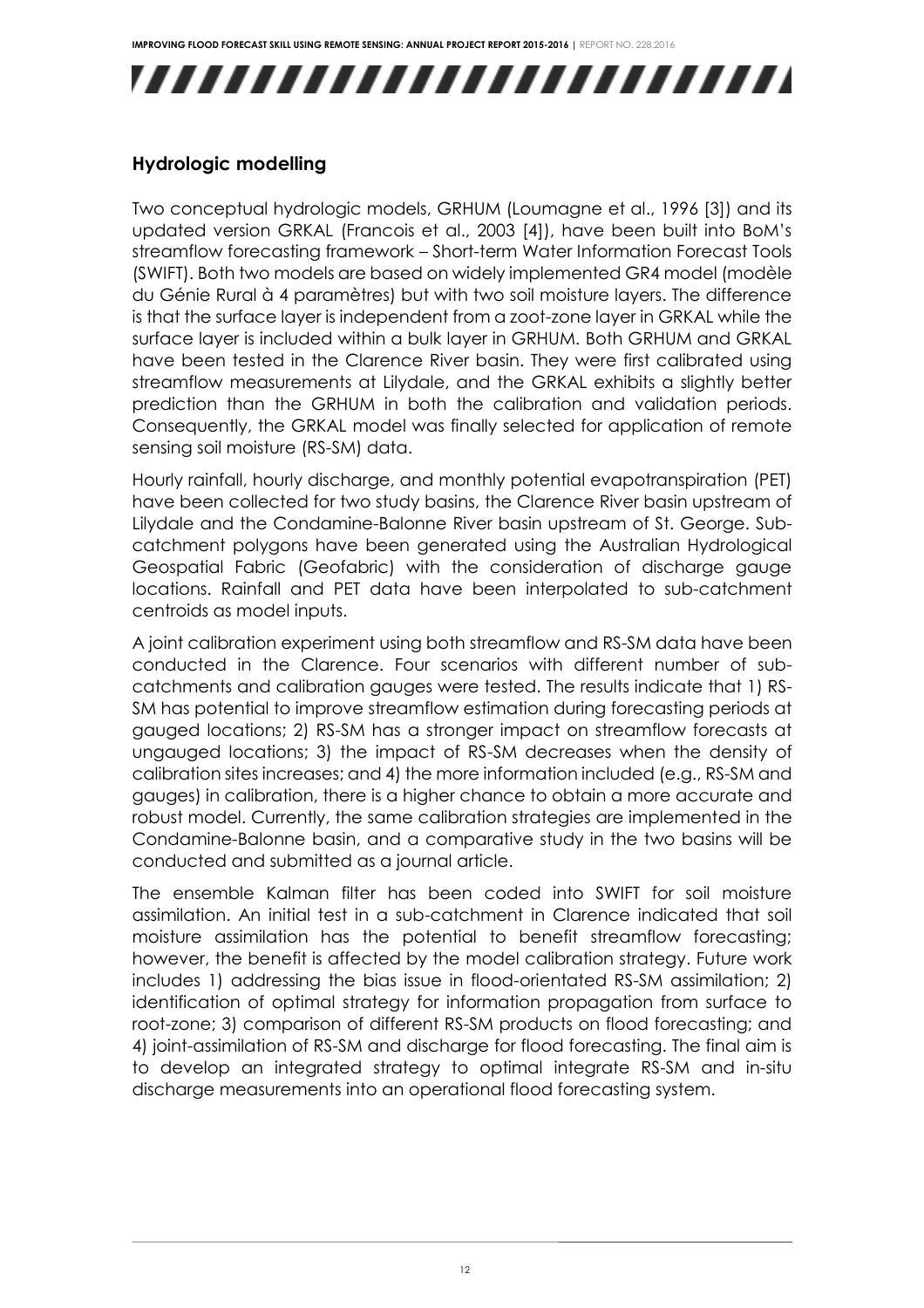## Hydrologic modelling

Two conceptual hydrologic models, GRHUM (Loumagne et al., 1996 [3]) and its updated version GRKAL (Francois et al., 2003 [4]), have been built into BoM's streamflow forecasting framework – Short-term Water Information Forecast Tools (SWIFT). Both two models are based on widely implemented GR4 model (modèle du Génie Rural à 4 paramètres) but with two soil moisture layers. The difference is that the surface layer is independent from a zoot-zone layer in GRKAL while the surface layer is included within a bulk layer in GRHUM. Both GRHUM and GRKAL have been tested in the Clarence River basin. They were first calibrated using streamflow measurements at Lilydale, and the GRKAL exhibits a slightly better prediction than the GRHUM in both the calibration and validation periods. Consequently, the GRKAL model was finally selected for application of remote sensing soil moisture (RS-SM) data.

Hourly rainfall, hourly discharge, and monthly potential evapotranspiration (PET) have been collected for two study basins, the Clarence River basin upstream of Lilydale and the Condamine-Balonne River basin upstream of St. George. Sub-catchment polygons have been generated using the Australian Hydrological Geospatial Fabric (Geofabric) with the consideration of discharge gauge locations. Rainfall and PET data have been interpolated to sub-catchment centroids as model inputs.

A joint calibration experiment using both streamflow and RS-SM data have been conducted in the Clarence. Four scenarios with different number of sub-catchments and calibration gauges were tested. The results indicate that 1) RS-SM has potential to improve streamflow estimation during forecasting periods at gauged locations; 2) RS-SM has a stronger impact on streamflow forecasts at ungauged locations; 3) the impact of RS-SM decreases when the density of calibration sites increases; and 4) the more information included (e.g., RS-SM and gauges) in calibration, there is a higher chance to obtain a more accurate and robust model. Currently, the same calibration strategies are implemented in the Condamine-Balonne basin, and a comparative study in the two basins will be conducted and submitted as a journal article.

The ensemble Kalman filter has been coded into SWIFT for soil moisture assimilation. An initial test in a sub-catchment in Clarence indicated that soil moisture assimilation has the potential to benefit streamflow forecasting; however, the benefit is affected by the model calibration strategy. Future work includes 1) addressing the bias issue in flood-orientated RS-SM assimilation; 2) identification of optimal strategy for information propagation from surface to root-zone; 3) comparison of different RS-SM products on flood forecasting; and 4) joint-assimilation of RS-SM and discharge for flood forecasting. The final aim is to develop an integrated strategy to optimal integrate RS-SM and in-situ discharge measurements into an operational flood forecasting system.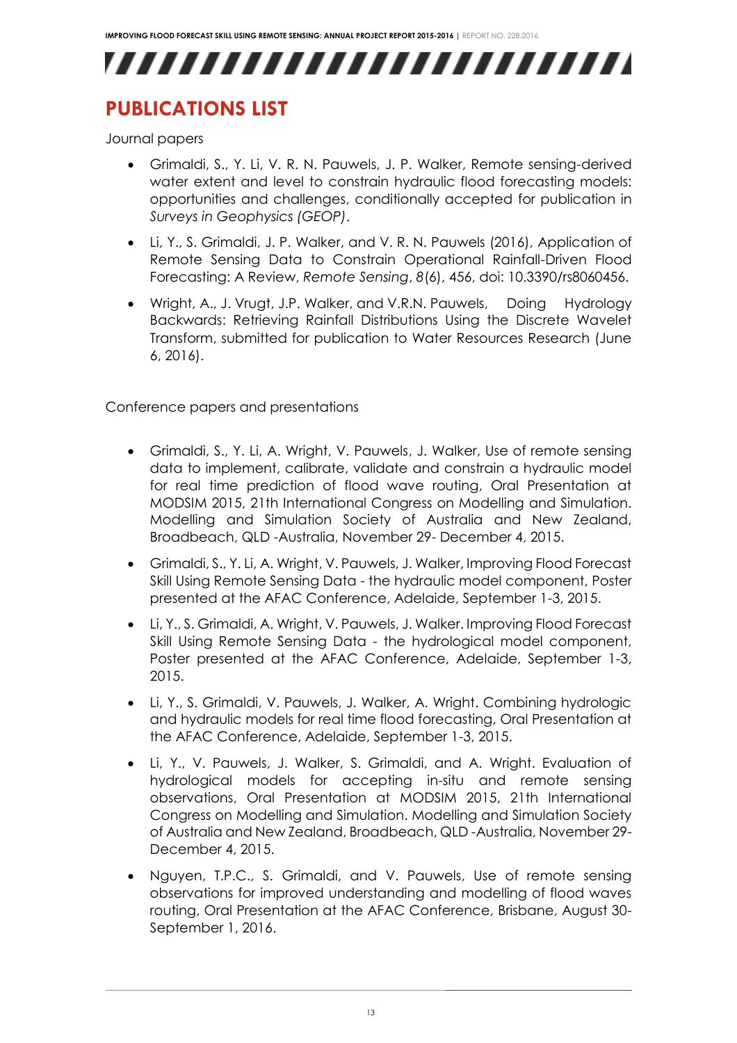## PUBLICATIONS LIST

Journal papers

- Grimaldi, S., Y. Li, V. R. N. Pauwels, J. P. Walker, Remote sensing-derived water extent and level to constrain hydraulic flood forecasting models: opportunities and challenges, conditionally accepted for publication in *Surveys in Geophysics (GEOP)*.
- Li, Y., S. Grimaldi, J. P. Walker, and V. R. N. Pauwels (2016), Application of Remote Sensing Data to Constrain Operational Rainfall-Driven Flood Forecasting: A Review, *Remote Sensing*, *8*(6), 456, doi: 10.3390/rs8060456.
- Wright, A., J. Vrugt, J.P. Walker, and V.R.N. Pauwels, Doing Hydrology Backwards: Retrieving Rainfall Distributions Using the Discrete Wavelet Transform, submitted for publication to Water Resources Research (June 6, 2016).

Conference papers and presentations

- Grimaldi, S., Y. Li, A. Wright, V. Pauwels, J. Walker, Use of remote sensing data to implement, calibrate, validate and constrain a hydraulic model for real time prediction of flood wave routing, Oral Presentation at MODSIM 2015, 21th International Congress on Modelling and Simulation. Modelling and Simulation Society of Australia and New Zealand, Broadbeach, QLD -Australia, November 29- December 4, 2015.
- Grimaldi, S., Y. Li, A. Wright, V. Pauwels, J. Walker, Improving Flood Forecast Skill Using Remote Sensing Data - the hydraulic model component, Poster presented at the AFAC Conference, Adelaide, September 1-3, 2015.
- Li, Y., S. Grimaldi, A. Wright, V. Pauwels, J. Walker. Improving Flood Forecast Skill Using Remote Sensing Data - the hydrological model component, Poster presented at the AFAC Conference, Adelaide, September 1-3, 2015.
- Li, Y., S. Grimaldi, V. Pauwels, J. Walker, A. Wright. Combining hydrologic and hydraulic models for real time flood forecasting, Oral Presentation at the AFAC Conference, Adelaide, September 1-3, 2015.
- Li, Y., V. Pauwels, J. Walker, S. Grimaldi, and A. Wright. Evaluation of hydrological models for accepting in-situ and remote sensing observations, Oral Presentation at MODSIM 2015, 21th International Congress on Modelling and Simulation. Modelling and Simulation Society of Australia and New Zealand, Broadbeach, QLD -Australia, November 29- December 4, 2015.
- Nguyen, T.P.C., S. Grimaldi, and V. Pauwels, Use of remote sensing observations for improved understanding and modelling of flood waves routing, Oral Presentation at the AFAC Conference, Brisbane, August 30- September 1, 2016.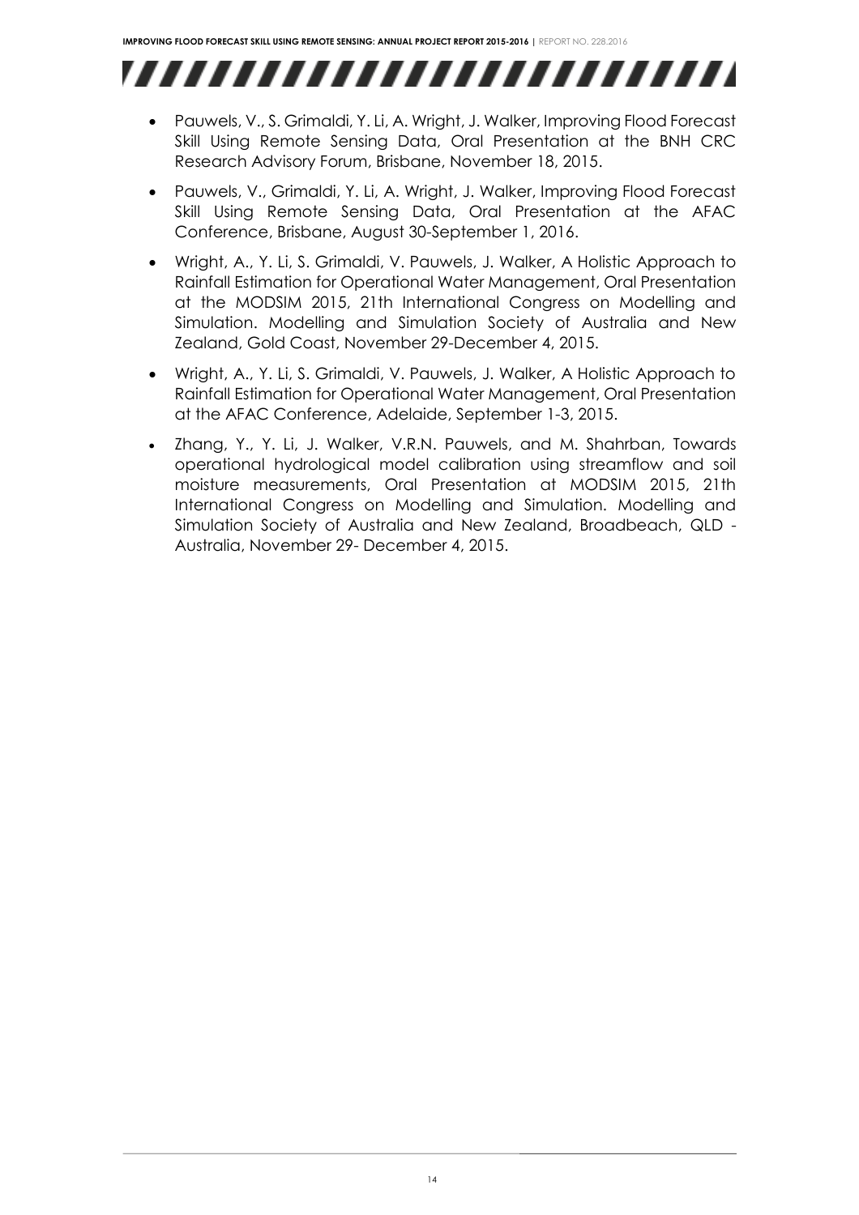- Pauwels, V., S. Grimaldi, Y. Li, A. Wright, J. Walker, Improving Flood Forecast Skill Using Remote Sensing Data, Oral Presentation at the BNH CRC Research Advisory Forum, Brisbane, November 18, 2015.
- Pauwels, V., Grimaldi, Y. Li, A. Wright, J. Walker, Improving Flood Forecast Skill Using Remote Sensing Data, Oral Presentation at the AFAC Conference, Brisbane, August 30-September 1, 2016.
- Wright, A., Y. Li, S. Grimaldi, V. Pauwels, J. Walker, A Holistic Approach to Rainfall Estimation for Operational Water Management, Oral Presentation at the MODSIM 2015, 21th International Congress on Modelling and Simulation. Modelling and Simulation Society of Australia and New Zealand, Gold Coast, November 29-December 4, 2015.
- Wright, A., Y. Li, S. Grimaldi, V. Pauwels, J. Walker, A Holistic Approach to Rainfall Estimation for Operational Water Management, Oral Presentation at the AFAC Conference, Adelaide, September 1-3, 2015.
- Zhang, Y., Y. Li, J. Walker, V.R.N. Pauwels, and M. Shahrban, Towards operational hydrological model calibration using streamflow and soil moisture measurements, Oral Presentation at MODSIM 2015, 21th International Congress on Modelling and Simulation. Modelling and Simulation Society of Australia and New Zealand, Broadbeach, QLD - Australia, November 29- December 4, 2015.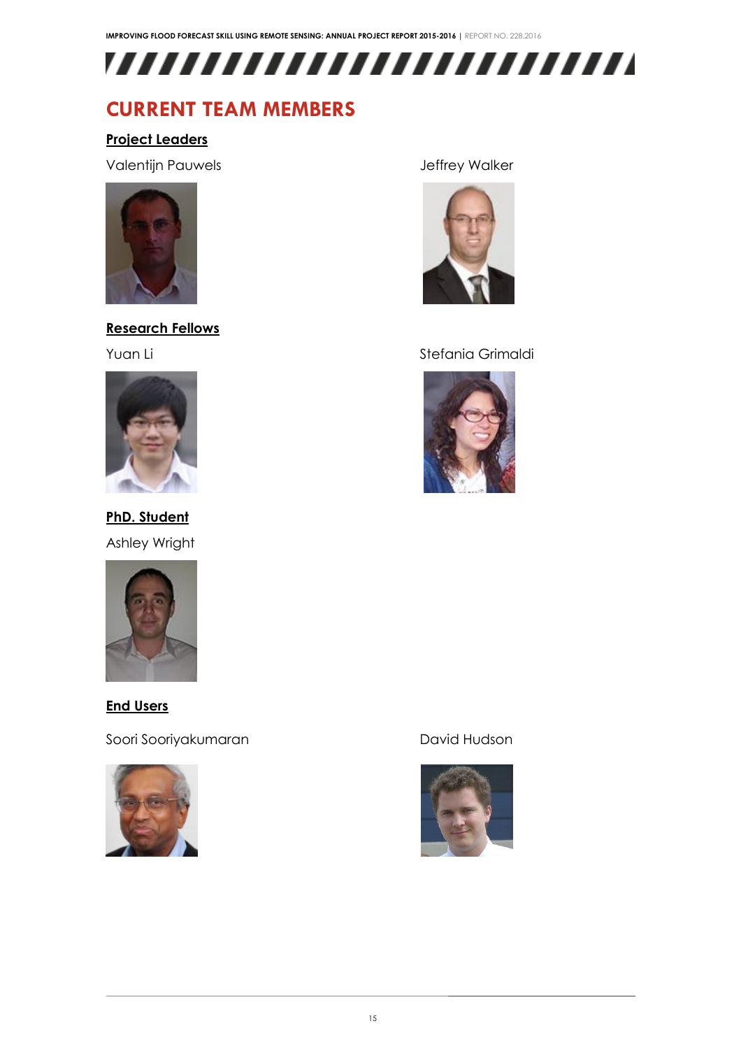# CURRENT TEAM MEMBERS

**Project Leaders**

Valentijn Pauwels

Jeffrey Walker

**Research Fellows**

Yuan Li

Stefania Grimaldi

**PhD. Student**

Ashley Wright

**End Users**

Soori Sooriyakumaran

David Hudson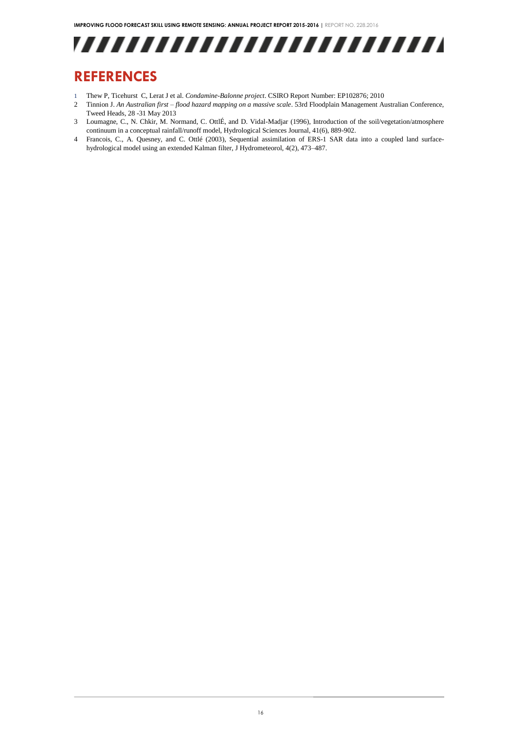# REFERENCES

1. Thew P, Ticehurst C, Lerat J et al. *Condamine-Balonne project*. CSIRO Report Number: EP102876; 2010
2. Tinnion J. *An Australian first – flood hazard mapping on a massive scale*. 53rd Floodplain Management Australian Conference, Tweed Heads, 28 -31 May 2013
3. Loumagne, C., N. Chkir, M. Normand, C. OttlÉ, and D. Vidal-Madjar (1996), Introduction of the soil/vegetation/atmosphere continuum in a conceptual rainfall/runoff model, Hydrological Sciences Journal, 41(6), 889-902.
4. Francois, C., A. Quesney, and C. Ottlé (2003), Sequential assimilation of ERS-1 SAR data into a coupled land surface-hydrological model using an extended Kalman filter, J Hydrometeorol, 4(2), 473–487.